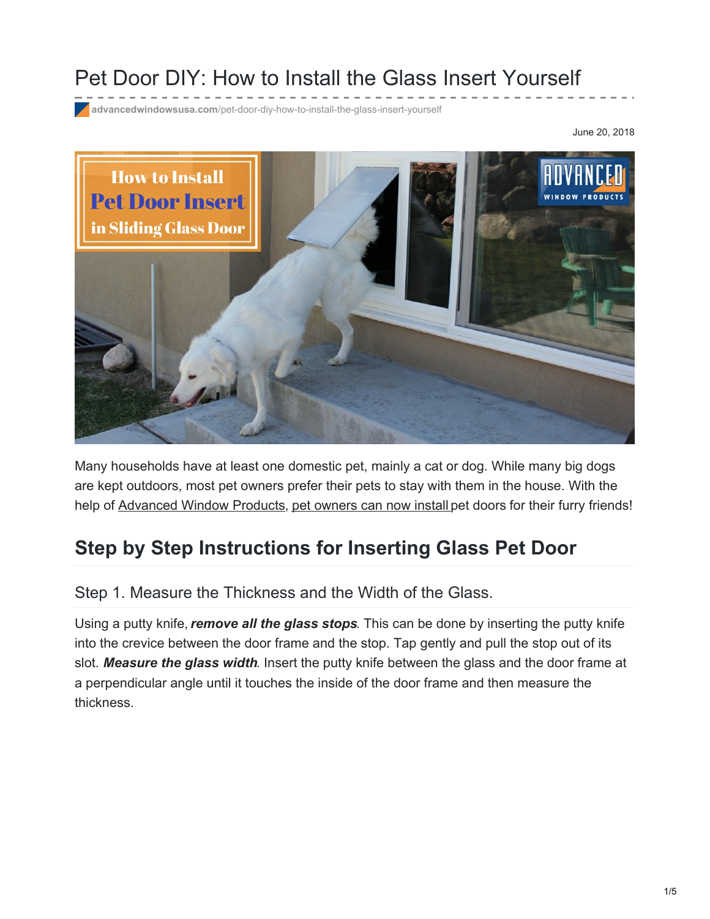# Pet Door DIY: How to Install the Glass Insert Yourself

advancedwindowsusa.com/pet-door-diy-how-to-install-the-glass-insert-yourself

June 20, 2018

Many households have at least one domestic pet, mainly a cat or dog. While many big dogs are kept outdoors, most pet owners prefer their pets to stay with them in the house. With the help of Advanced Window Products, pet owners can now install pet doors for their furry friends!

## Step by Step Instructions for Inserting Glass Pet Door

### Step 1. Measure the Thickness and the Width of the Glass.

Using a putty knife, ***remove all the glass stops***. This can be done by inserting the putty knife into the crevice between the door frame and the stop. Tap gently and pull the stop out of its slot. ***Measure the glass width***. Insert the putty knife between the glass and the door frame at a perpendicular angle until it touches the inside of the door frame and then measure the thickness.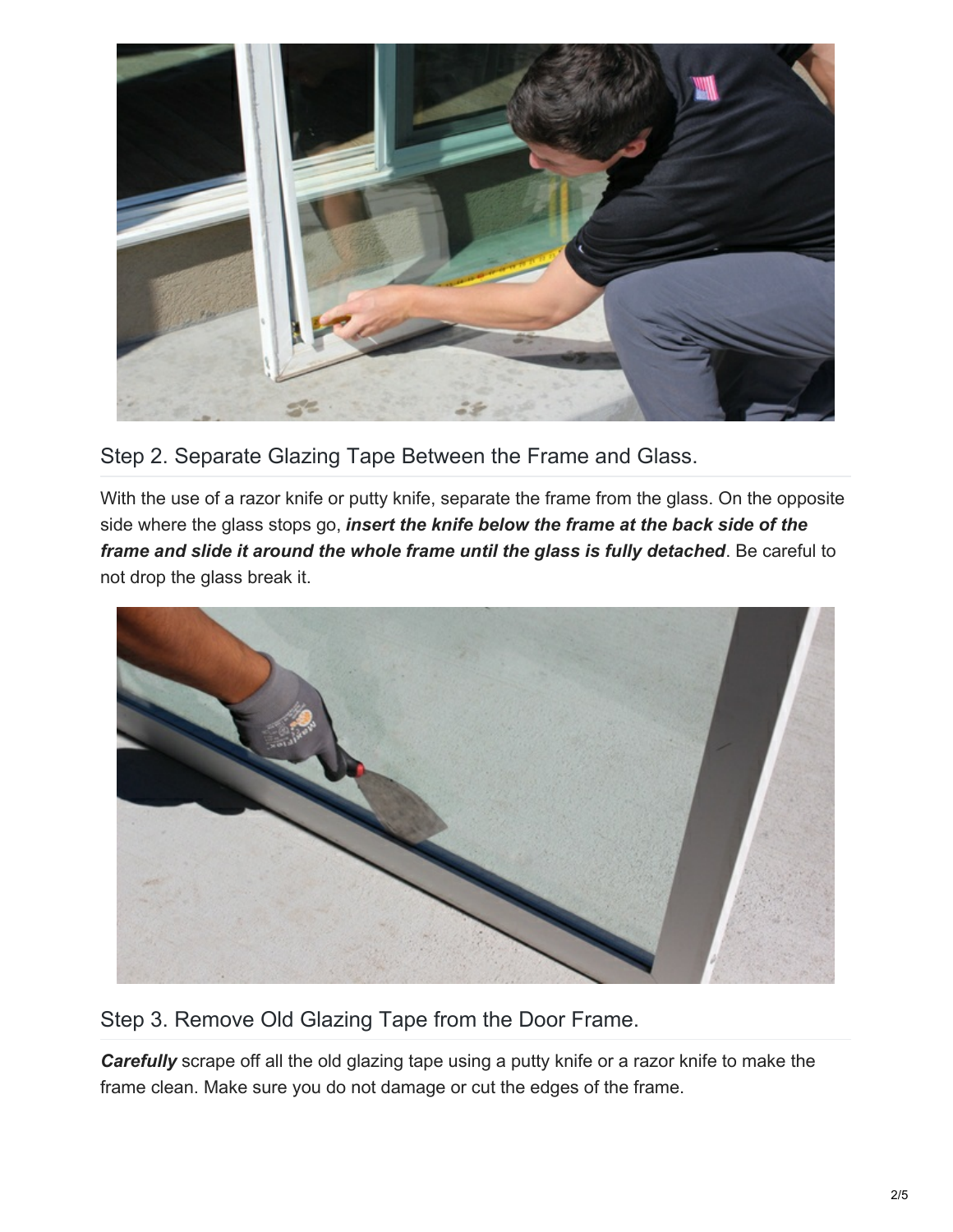## Step 2. Separate Glazing Tape Between the Frame and Glass.

With the use of a razor knife or putty knife, separate the frame from the glass. On the opposite side where the glass stops go, ***insert the knife below the frame at the back side of the frame and slide it around the whole frame until the glass is fully detached***. Be careful to not drop the glass break it.

## Step 3. Remove Old Glazing Tape from the Door Frame.

***Carefully*** scrape off all the old glazing tape using a putty knife or a razor knife to make the frame clean. Make sure you do not damage or cut the edges of the frame.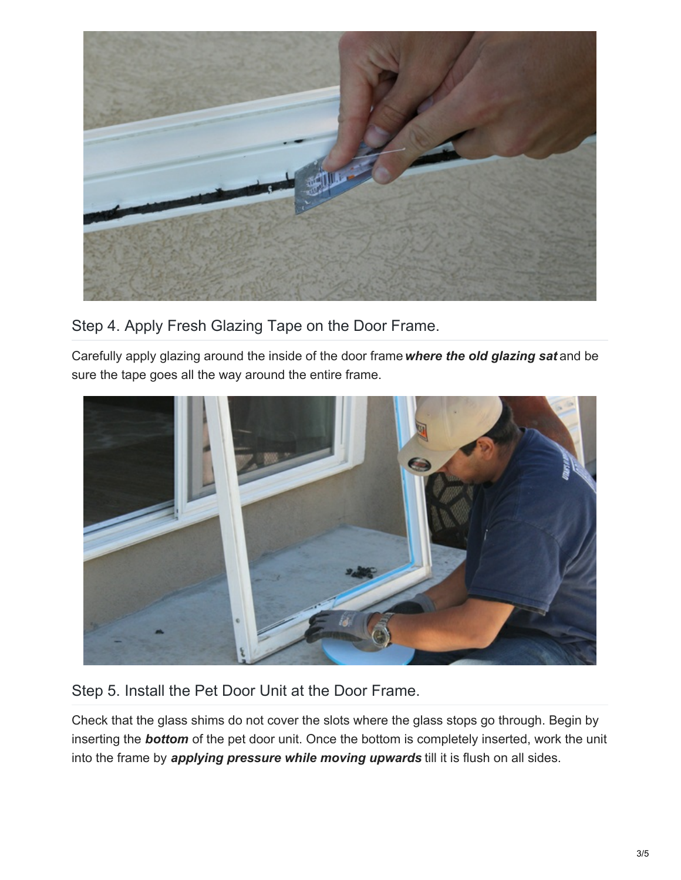## Step 4. Apply Fresh Glazing Tape on the Door Frame.

Carefully apply glazing around the inside of the door frame ***where the old glazing sat*** and be sure the tape goes all the way around the entire frame.

## Step 5. Install the Pet Door Unit at the Door Frame.

Check that the glass shims do not cover the slots where the glass stops go through. Begin by inserting the ***bottom*** of the pet door unit. Once the bottom is completely inserted, work the unit into the frame by ***applying pressure while moving upwards*** till it is flush on all sides.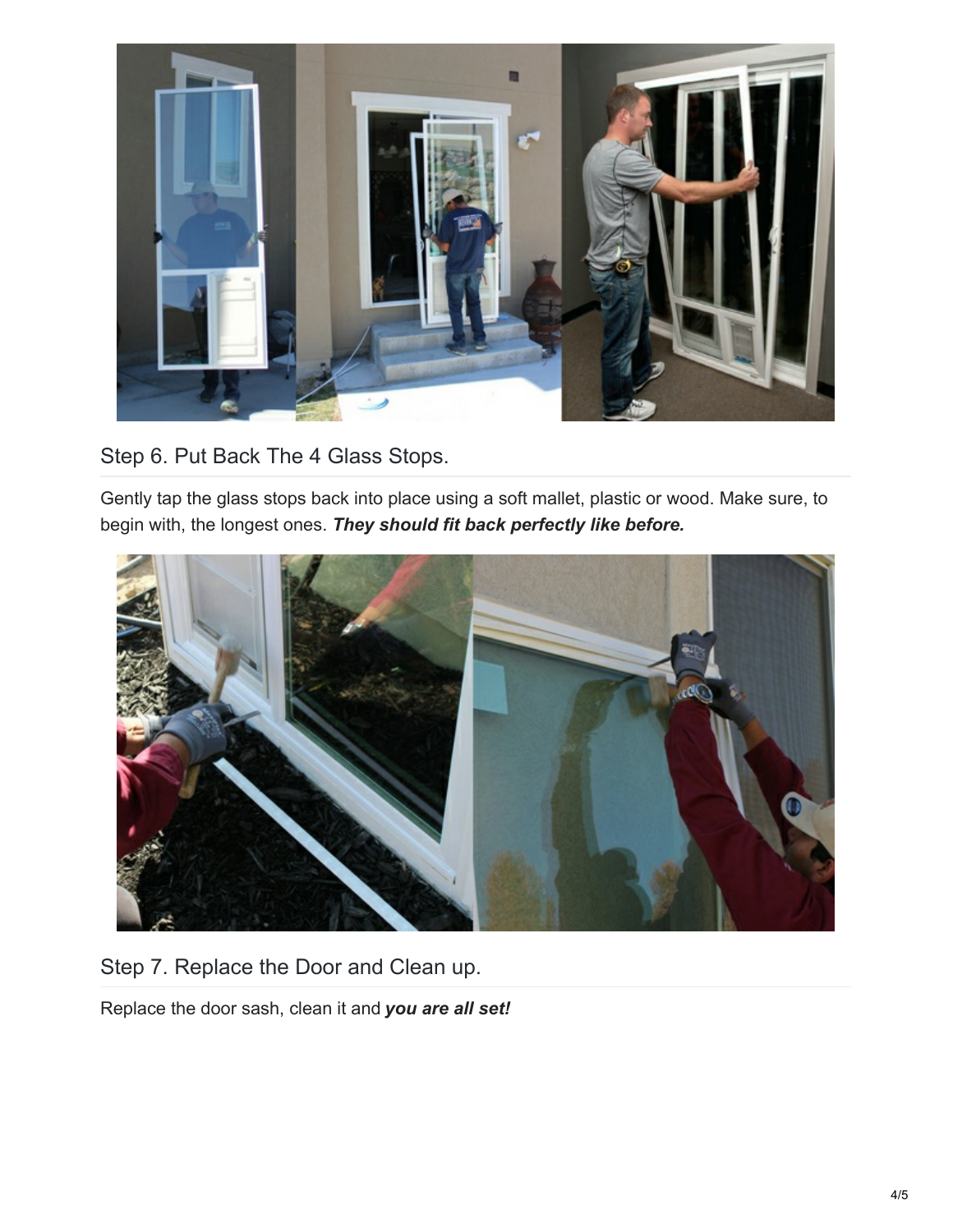## Step 6. Put Back The 4 Glass Stops.

Gently tap the glass stops back into place using a soft mallet, plastic or wood. Make sure, to begin with, the longest ones. ***They should fit back perfectly like before.***

## Step 7. Replace the Door and Clean up.

Replace the door sash, clean it and ***you are all set!***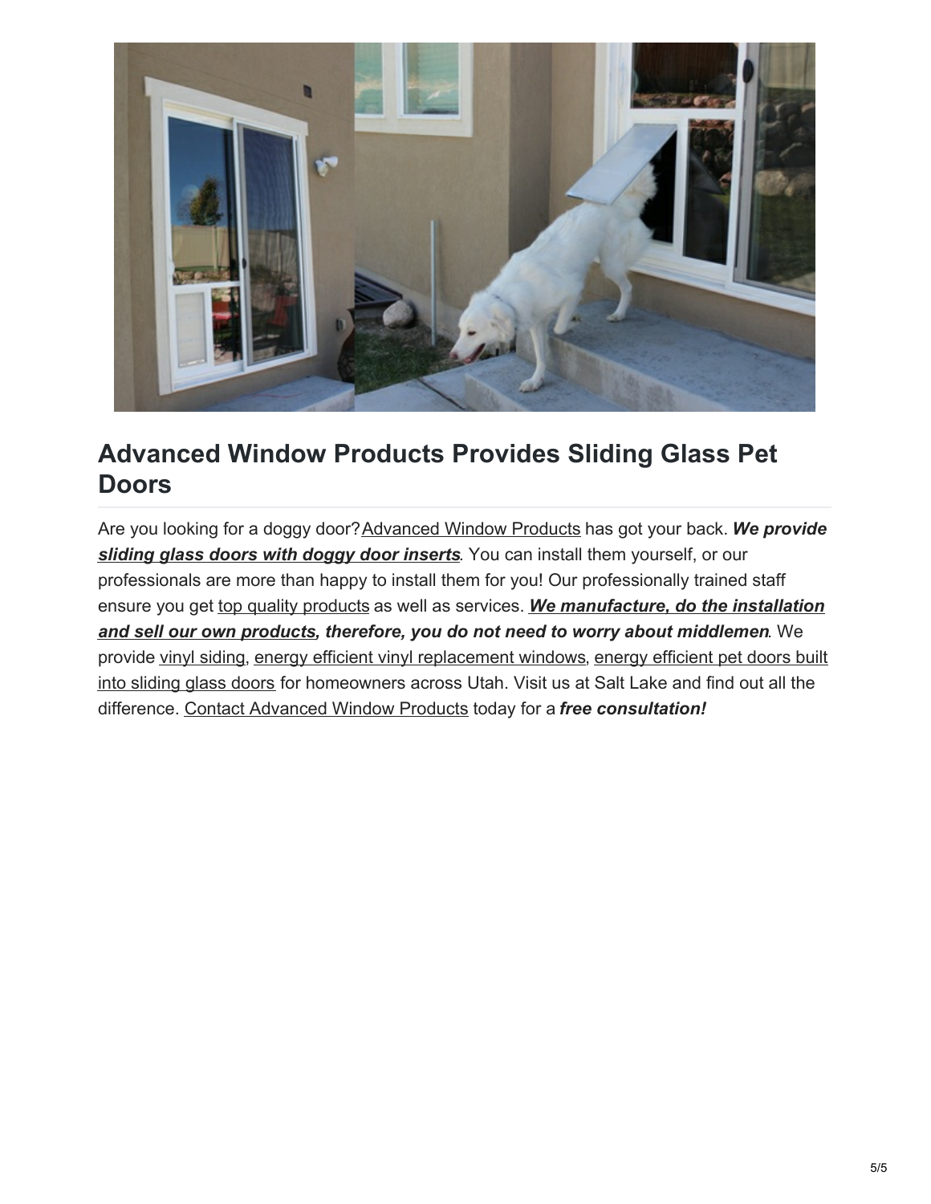## Advanced Window Products Provides Sliding Glass Pet Doors

Are you looking for a doggy door? Advanced Window Products has got your back. ***We provide sliding glass doors with doggy door inserts***. You can install them yourself, or our professionals are more than happy to install them for you! Our professionally trained staff ensure you get top quality products as well as services. ***We manufacture, do the installation and sell our own products, therefore, you do not need to worry about middlemen***. We provide vinyl siding, energy efficient vinyl replacement windows, energy efficient pet doors built into sliding glass doors for homeowners across Utah. Visit us at Salt Lake and find out all the difference. Contact Advanced Window Products today for a ***free consultation!***